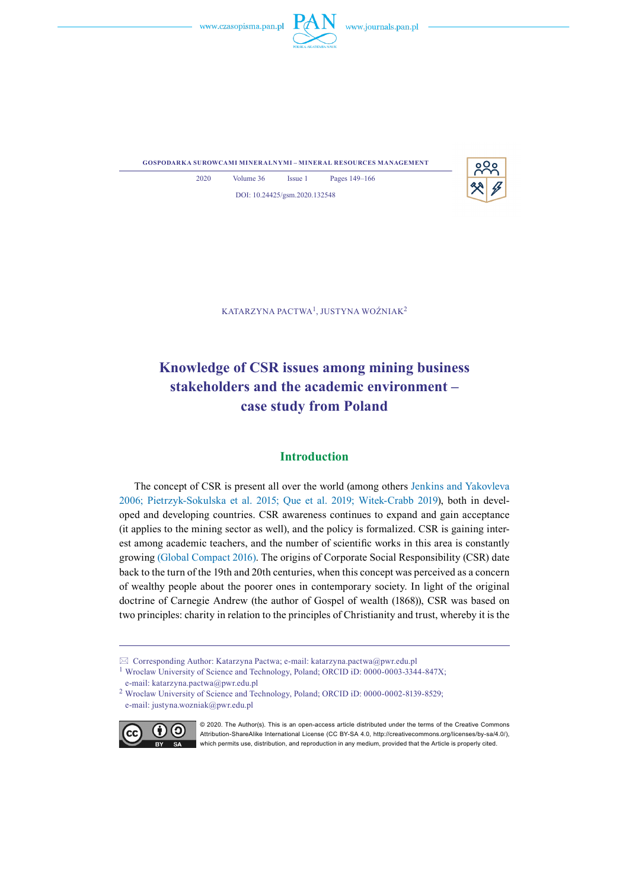KATARZYNA PACTWA[1], JUSTYNA WOŹNIAK[2]

# Knowledge of CSR issues among mining business stakeholders and the academic environment – case study from Poland

## Introduction

The concept of CSR is present all over the world (among others Jenkins and Yakovleva 2006; Pietrzyk-Sokulska et al. 2015; Que et al. 2019; Witek-Crabb 2019), both in developed and developing countries. CSR awareness continues to expand and gain acceptance (it applies to the mining sector as well), and the policy is formalized. CSR is gaining interest among academic teachers, and the number of scientific works in this area is constantly growing (Global Compact 2016). The origins of Corporate Social Responsibility (CSR) date back to the turn of the 19th and 20th centuries, when this concept was perceived as a concern of wealthy people about the poorer ones in contemporary society. In light of the original doctrine of Carnegie Andrew (the author of Gospel of wealth (1868)), CSR was based on two principles: charity in relation to the principles of Christianity and trust, whereby it is the

---

✉ Corresponding Author: Katarzyna Pactwa; e-mail: katarzyna.pactwa@pwr.edu.pl

[1] Wroclaw University of Science and Technology, Poland; ORCID iD: 0000-0003-3344-847X; e-mail: katarzyna.pactwa@pwr.edu.pl

[2] Wroclaw University of Science and Technology, Poland; ORCID iD: 0000-0002-8139-8529; e-mail: justyna.wozniak@pwr.edu.pl

© 2020. The Author(s). This is an open-access article distributed under the terms of the Creative Commons Attribution-ShareAlike International License (CC BY-SA 4.0, http://creativecommons.org/licenses/by-sa/4.0/), which permits use, distribution, and reproduction in any medium, provided that the Article is properly cited.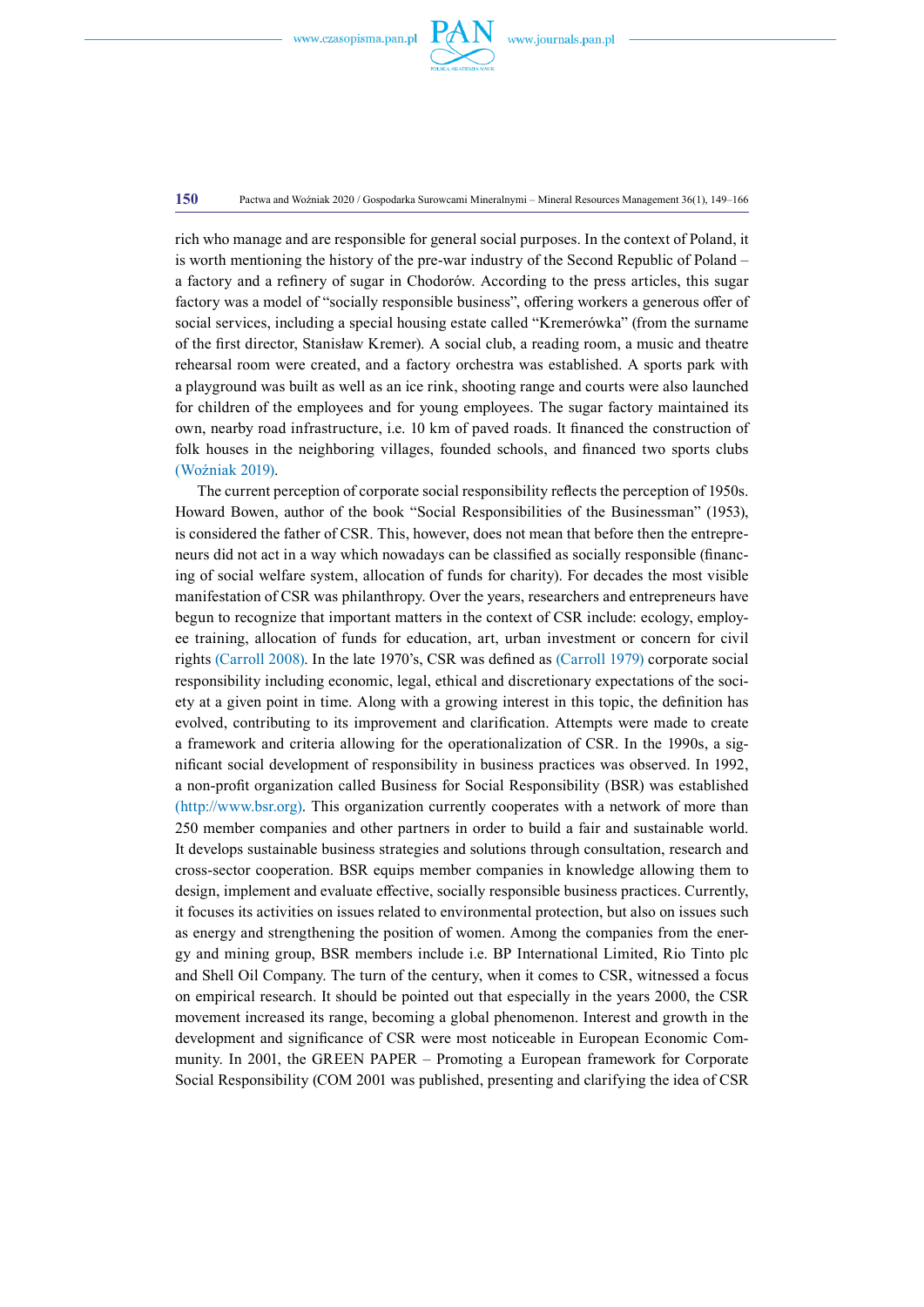rich who manage and are responsible for general social purposes. In the context of Poland, it is worth mentioning the history of the pre-war industry of the Second Republic of Poland – a factory and a refinery of sugar in Chodorów. According to the press articles, this sugar factory was a model of "socially responsible business", offering workers a generous offer of social services, including a special housing estate called "Kremerówka" (from the surname of the first director, Stanisław Kremer). A social club, a reading room, a music and theatre rehearsal room were created, and a factory orchestra was established. A sports park with a playground was built as well as an ice rink, shooting range and courts were also launched for children of the employees and for young employees. The sugar factory maintained its own, nearby road infrastructure, i.e. 10 km of paved roads. It financed the construction of folk houses in the neighboring villages, founded schools, and financed two sports clubs (Woźniak 2019).

The current perception of corporate social responsibility reflects the perception of 1950s. Howard Bowen, author of the book "Social Responsibilities of the Businessman" (1953), is considered the father of CSR. This, however, does not mean that before then the entrepreneurs did not act in a way which nowadays can be classified as socially responsible (financing of social welfare system, allocation of funds for charity). For decades the most visible manifestation of CSR was philanthropy. Over the years, researchers and entrepreneurs have begun to recognize that important matters in the context of CSR include: ecology, employee training, allocation of funds for education, art, urban investment or concern for civil rights (Carroll 2008). In the late 1970's, CSR was defined as (Carroll 1979) corporate social responsibility including economic, legal, ethical and discretionary expectations of the society at a given point in time. Along with a growing interest in this topic, the definition has evolved, contributing to its improvement and clarification. Attempts were made to create a framework and criteria allowing for the operationalization of CSR. In the 1990s, a significant social development of responsibility in business practices was observed. In 1992, a non-profit organization called Business for Social Responsibility (BSR) was established (http://www.bsr.org). This organization currently cooperates with a network of more than 250 member companies and other partners in order to build a fair and sustainable world. It develops sustainable business strategies and solutions through consultation, research and cross-sector cooperation. BSR equips member companies in knowledge allowing them to design, implement and evaluate effective, socially responsible business practices. Currently, it focuses its activities on issues related to environmental protection, but also on issues such as energy and strengthening the position of women. Among the companies from the energy and mining group, BSR members include i.e. BP International Limited, Rio Tinto plc and Shell Oil Company. The turn of the century, when it comes to CSR, witnessed a focus on empirical research. It should be pointed out that especially in the years 2000, the CSR movement increased its range, becoming a global phenomenon. Interest and growth in the development and significance of CSR were most noticeable in European Economic Community. In 2001, the GREEN PAPER – Promoting a European framework for Corporate Social Responsibility (COM 2001 was published, presenting and clarifying the idea of CSR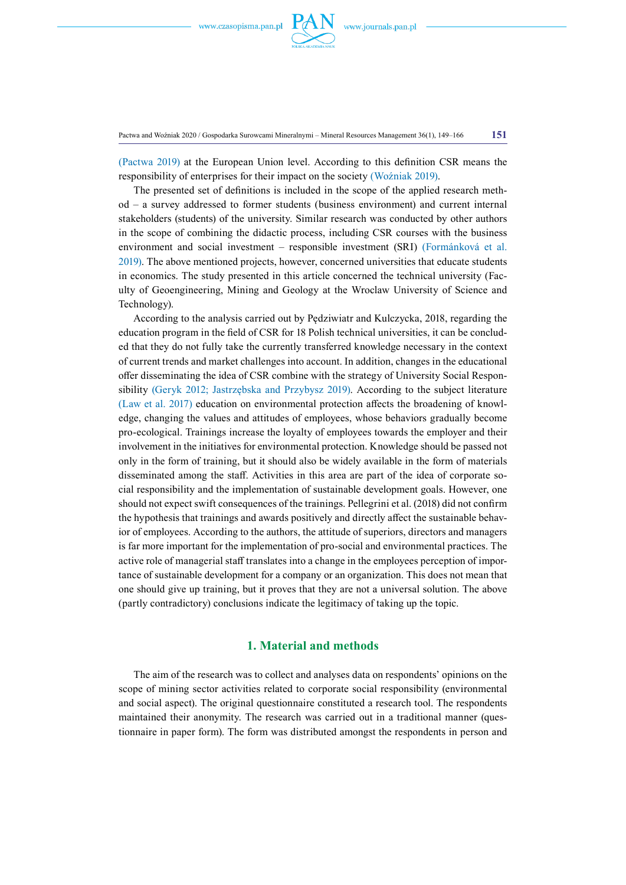(Pactwa 2019) at the European Union level. According to this definition CSR means the responsibility of enterprises for their impact on the society (Woźniak 2019).

The presented set of definitions is included in the scope of the applied research method – a survey addressed to former students (business environment) and current internal stakeholders (students) of the university. Similar research was conducted by other authors in the scope of combining the didactic process, including CSR courses with the business environment and social investment – responsible investment (SRI) (Formánková et al. 2019). The above mentioned projects, however, concerned universities that educate students in economics. The study presented in this article concerned the technical university (Faculty of Geoengineering, Mining and Geology at the Wroclaw University of Science and Technology).

According to the analysis carried out by Pędziwiatr and Kulczycka, 2018, regarding the education program in the field of CSR for 18 Polish technical universities, it can be concluded that they do not fully take the currently transferred knowledge necessary in the context of current trends and market challenges into account. In addition, changes in the educational offer disseminating the idea of CSR combine with the strategy of University Social Responsibility (Geryk 2012; Jastrzębska and Przybysz 2019). According to the subject literature (Law et al. 2017) education on environmental protection affects the broadening of knowledge, changing the values and attitudes of employees, whose behaviors gradually become pro-ecological. Trainings increase the loyalty of employees towards the employer and their involvement in the initiatives for environmental protection. Knowledge should be passed not only in the form of training, but it should also be widely available in the form of materials disseminated among the staff. Activities in this area are part of the idea of corporate social responsibility and the implementation of sustainable development goals. However, one should not expect swift consequences of the trainings. Pellegrini et al. (2018) did not confirm the hypothesis that trainings and awards positively and directly affect the sustainable behavior of employees. According to the authors, the attitude of superiors, directors and managers is far more important for the implementation of pro-social and environmental practices. The active role of managerial staff translates into a change in the employees perception of importance of sustainable development for a company or an organization. This does not mean that one should give up training, but it proves that they are not a universal solution. The above (partly contradictory) conclusions indicate the legitimacy of taking up the topic.

## 1. Material and methods

The aim of the research was to collect and analyses data on respondents' opinions on the scope of mining sector activities related to corporate social responsibility (environmental and social aspect). The original questionnaire constituted a research tool. The respondents maintained their anonymity. The research was carried out in a traditional manner (questionnaire in paper form). The form was distributed amongst the respondents in person and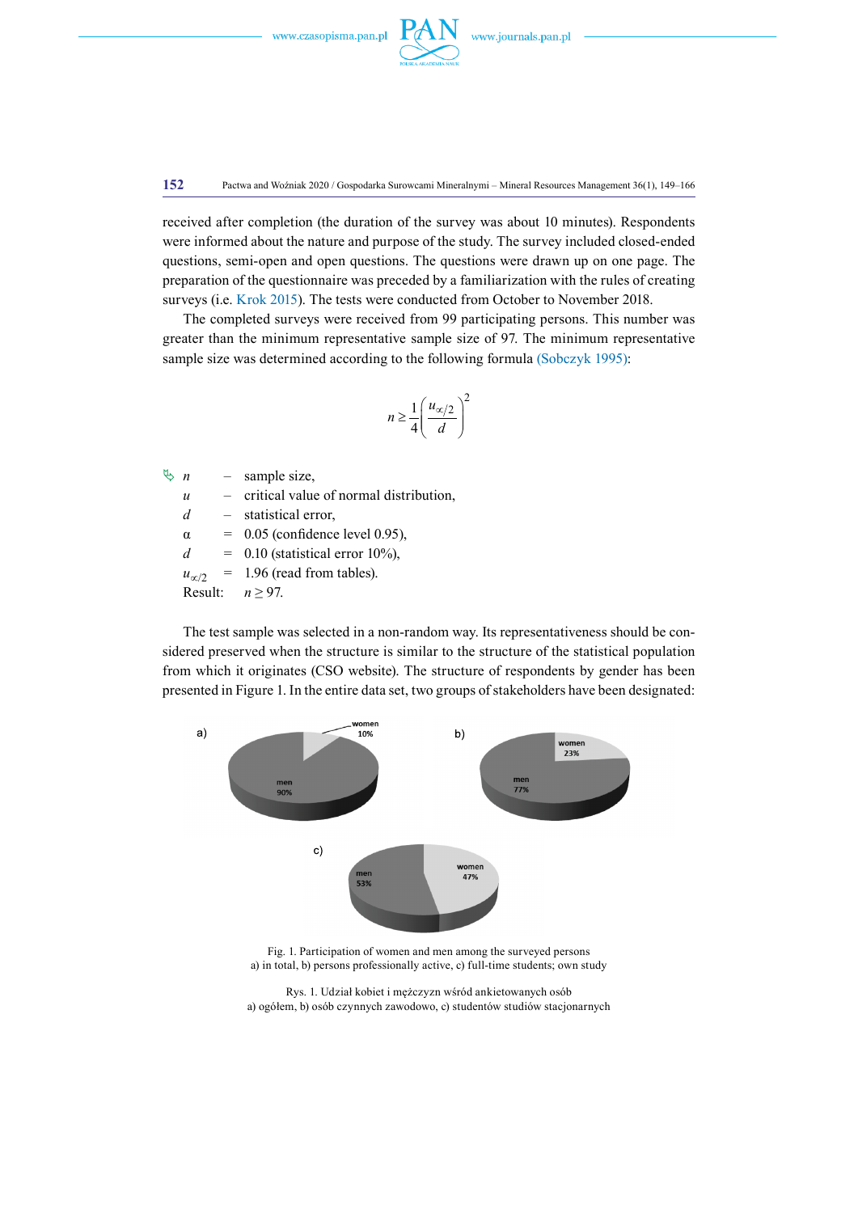received after completion (the duration of the survey was about 10 minutes). Respondents were informed about the nature and purpose of the study. The survey included closed-ended questions, semi-open and open questions. The questions were drawn up on one page. The preparation of the questionnaire was preceded by a familiarization with the rules of creating surveys (i.e. Krok 2015). The tests were conducted from October to November 2018.

The completed surveys were received from 99 participating persons. This number was greater than the minimum representative sample size of 97. The minimum representative sample size was determined according to the following formula (Sobczyk 1995):

$$n \geq \frac{1}{4}\left(\frac{u_{\alpha/2}}{d}\right)^2$$

- $n$ – sample size,
- $u$ – critical value of normal distribution,
- $d$ – statistical error,
- $\alpha$ = 0.05 (confidence level 0.95),
- $d$ = 0.10 (statistical error 10%),
- $u_{\alpha/2}$ = 1.96 (read from tables).

Result: $n \geq 97$.

The test sample was selected in a non-random way. Its representativeness should be considered preserved when the structure is similar to the structure of the statistical population from which it originates (CSO website). The structure of respondents by gender has been presented in Figure 1. In the entire data set, two groups of stakeholders have been designated:

a) women 10%, men 90%

b) women 23%, men 77%

c) women 47%, men 53%

Fig. 1. Participation of women and men among the surveyed persons
a) in total, b) persons professionally active, c) full-time students; own study

Rys. 1. Udział kobiet i mężczyzn wśród ankietowanych osób
a) ogółem, b) osób czynnych zawodowo, c) studentów studiów stacjonarnych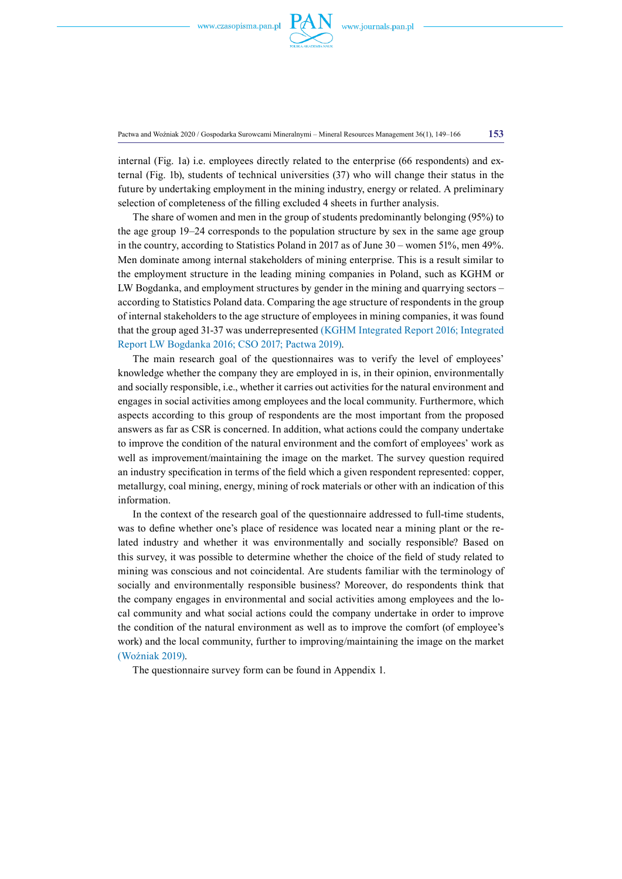internal (Fig. 1a) i.e. employees directly related to the enterprise (66 respondents) and external (Fig. 1b), students of technical universities (37) who will change their status in the future by undertaking employment in the mining industry, energy or related. A preliminary selection of completeness of the filling excluded 4 sheets in further analysis.

The share of women and men in the group of students predominantly belonging (95%) to the age group 19–24 corresponds to the population structure by sex in the same age group in the country, according to Statistics Poland in 2017 as of June 30 – women 51%, men 49%. Men dominate among internal stakeholders of mining enterprise. This is a result similar to the employment structure in the leading mining companies in Poland, such as KGHM or LW Bogdanka, and employment structures by gender in the mining and quarrying sectors – according to Statistics Poland data. Comparing the age structure of respondents in the group of internal stakeholders to the age structure of employees in mining companies, it was found that the group aged 31-37 was underrepresented (KGHM Integrated Report 2016; Integrated Report LW Bogdanka 2016; CSO 2017; Pactwa 2019).

The main research goal of the questionnaires was to verify the level of employees' knowledge whether the company they are employed in is, in their opinion, environmentally and socially responsible, i.e., whether it carries out activities for the natural environment and engages in social activities among employees and the local community. Furthermore, which aspects according to this group of respondents are the most important from the proposed answers as far as CSR is concerned. In addition, what actions could the company undertake to improve the condition of the natural environment and the comfort of employees' work as well as improvement/maintaining the image on the market. The survey question required an industry specification in terms of the field which a given respondent represented: copper, metallurgy, coal mining, energy, mining of rock materials or other with an indication of this information.

In the context of the research goal of the questionnaire addressed to full-time students, was to define whether one's place of residence was located near a mining plant or the related industry and whether it was environmentally and socially responsible? Based on this survey, it was possible to determine whether the choice of the field of study related to mining was conscious and not coincidental. Are students familiar with the terminology of socially and environmentally responsible business? Moreover, do respondents think that the company engages in environmental and social activities among employees and the local community and what social actions could the company undertake in order to improve the condition of the natural environment as well as to improve the comfort (of employee's work) and the local community, further to improving/maintaining the image on the market (Woźniak 2019).

The questionnaire survey form can be found in Appendix 1.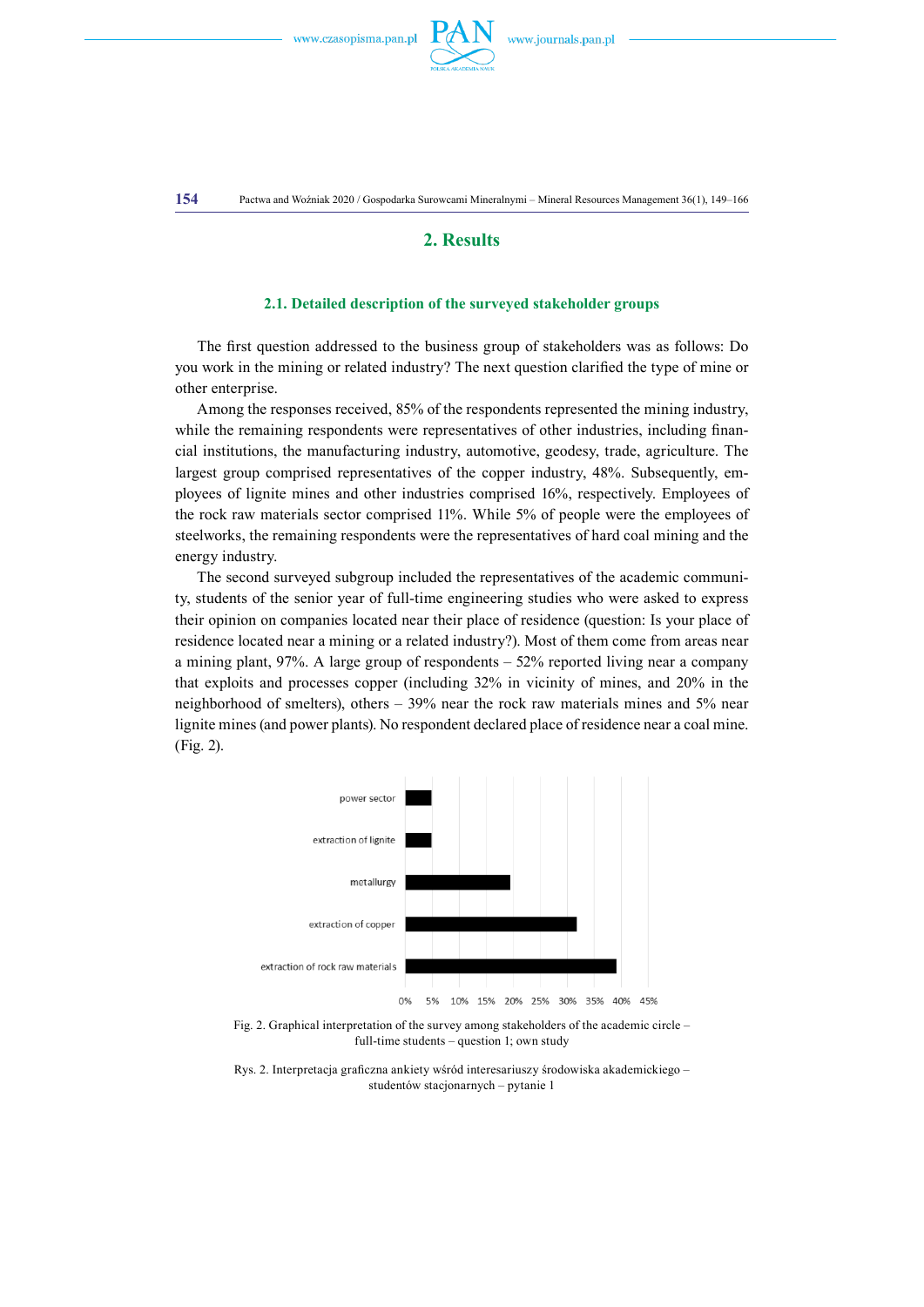## 2. Results

### 2.1. Detailed description of the surveyed stakeholder groups

The first question addressed to the business group of stakeholders was as follows: Do you work in the mining or related industry? The next question clarified the type of mine or other enterprise.

Among the responses received, 85% of the respondents represented the mining industry, while the remaining respondents were representatives of other industries, including financial institutions, the manufacturing industry, automotive, geodesy, trade, agriculture. The largest group comprised representatives of the copper industry, 48%. Subsequently, employees of lignite mines and other industries comprised 16%, respectively. Employees of the rock raw materials sector comprised 11%. While 5% of people were the employees of steelworks, the remaining respondents were the representatives of hard coal mining and the energy industry.

The second surveyed subgroup included the representatives of the academic community, students of the senior year of full-time engineering studies who were asked to express their opinion on companies located near their place of residence (question: Is your place of residence located near a mining or a related industry?). Most of them come from areas near a mining plant, 97%. A large group of respondents – 52% reported living near a company that exploits and processes copper (including 32% in vicinity of mines, and 20% in the neighborhood of smelters), others – 39% near the rock raw materials mines and 5% near lignite mines (and power plants). No respondent declared place of residence near a coal mine. (Fig. 2).

| Category | Value |
|---|---|
| power sector | 5% |
| extraction of lignite | 5% |
| metallurgy | 20% |
| extraction of copper | 32% |
| extraction of rock raw materials | 39% |

Fig. 2. Graphical interpretation of the survey among stakeholders of the academic circle – full-time students – question 1; own study

Rys. 2. Interpretacja graficzna ankiety wśród interesariuszy środowiska akademickiego – studentów stacjonarnych – pytanie 1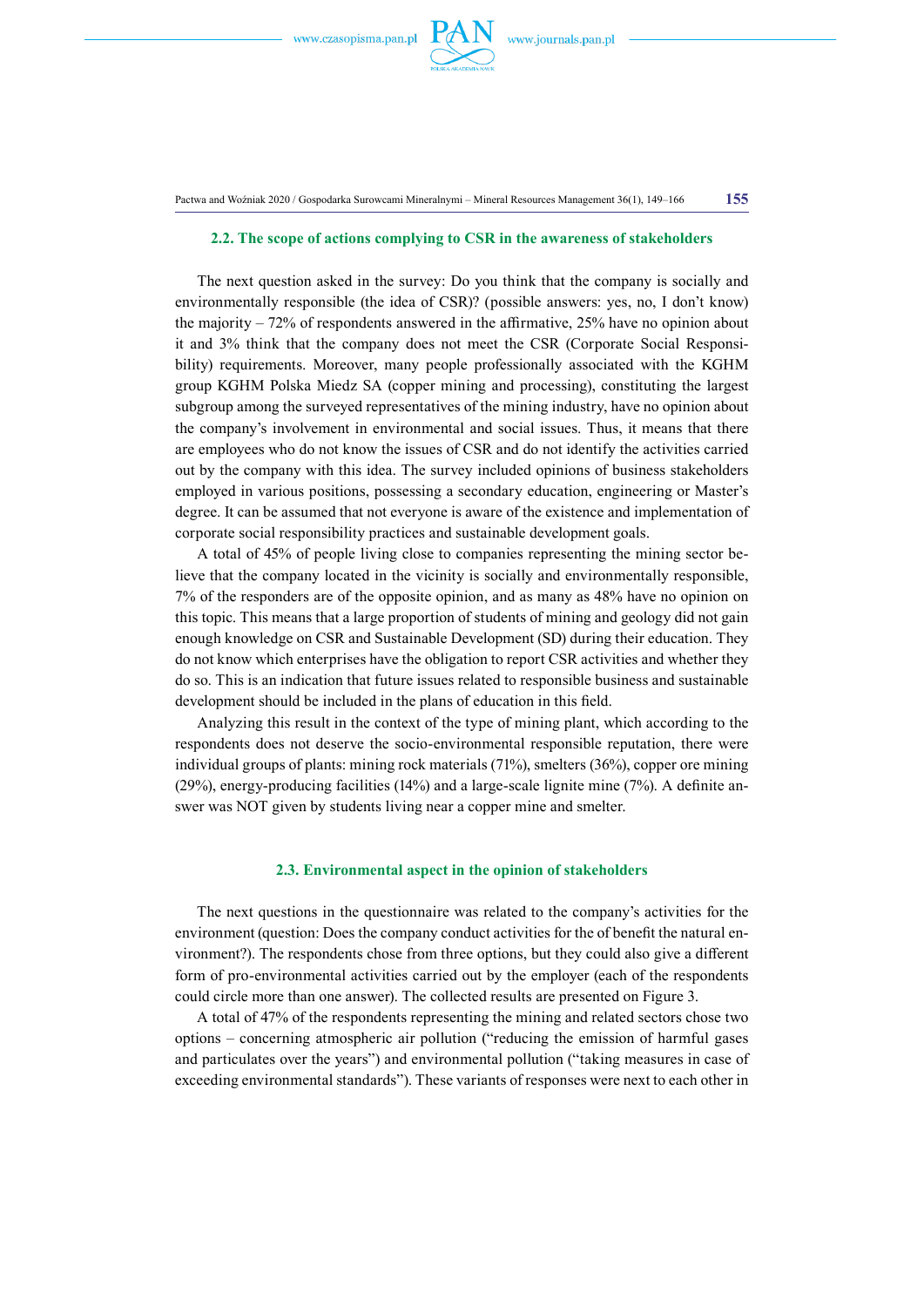### 2.2. The scope of actions complying to CSR in the awareness of stakeholders

The next question asked in the survey: Do you think that the company is socially and environmentally responsible (the idea of CSR)? (possible answers: yes, no, I don't know) the majority – 72% of respondents answered in the affirmative, 25% have no opinion about it and 3% think that the company does not meet the CSR (Corporate Social Responsibility) requirements. Moreover, many people professionally associated with the KGHM group KGHM Polska Miedz SA (copper mining and processing), constituting the largest subgroup among the surveyed representatives of the mining industry, have no opinion about the company's involvement in environmental and social issues. Thus, it means that there are employees who do not know the issues of CSR and do not identify the activities carried out by the company with this idea. The survey included opinions of business stakeholders employed in various positions, possessing a secondary education, engineering or Master's degree. It can be assumed that not everyone is aware of the existence and implementation of corporate social responsibility practices and sustainable development goals.

A total of 45% of people living close to companies representing the mining sector believe that the company located in the vicinity is socially and environmentally responsible, 7% of the responders are of the opposite opinion, and as many as 48% have no opinion on this topic. This means that a large proportion of students of mining and geology did not gain enough knowledge on CSR and Sustainable Development (SD) during their education. They do not know which enterprises have the obligation to report CSR activities and whether they do so. This is an indication that future issues related to responsible business and sustainable development should be included in the plans of education in this field.

Analyzing this result in the context of the type of mining plant, which according to the respondents does not deserve the socio-environmental responsible reputation, there were individual groups of plants: mining rock materials (71%), smelters (36%), copper ore mining (29%), energy-producing facilities (14%) and a large-scale lignite mine (7%). A definite answer was NOT given by students living near a copper mine and smelter.

### 2.3. Environmental aspect in the opinion of stakeholders

The next questions in the questionnaire was related to the company's activities for the environment (question: Does the company conduct activities for the of benefit the natural environment?). The respondents chose from three options, but they could also give a different form of pro-environmental activities carried out by the employer (each of the respondents could circle more than one answer). The collected results are presented on Figure 3.

A total of 47% of the respondents representing the mining and related sectors chose two options – concerning atmospheric air pollution ("reducing the emission of harmful gases and particulates over the years") and environmental pollution ("taking measures in case of exceeding environmental standards"). These variants of responses were next to each other in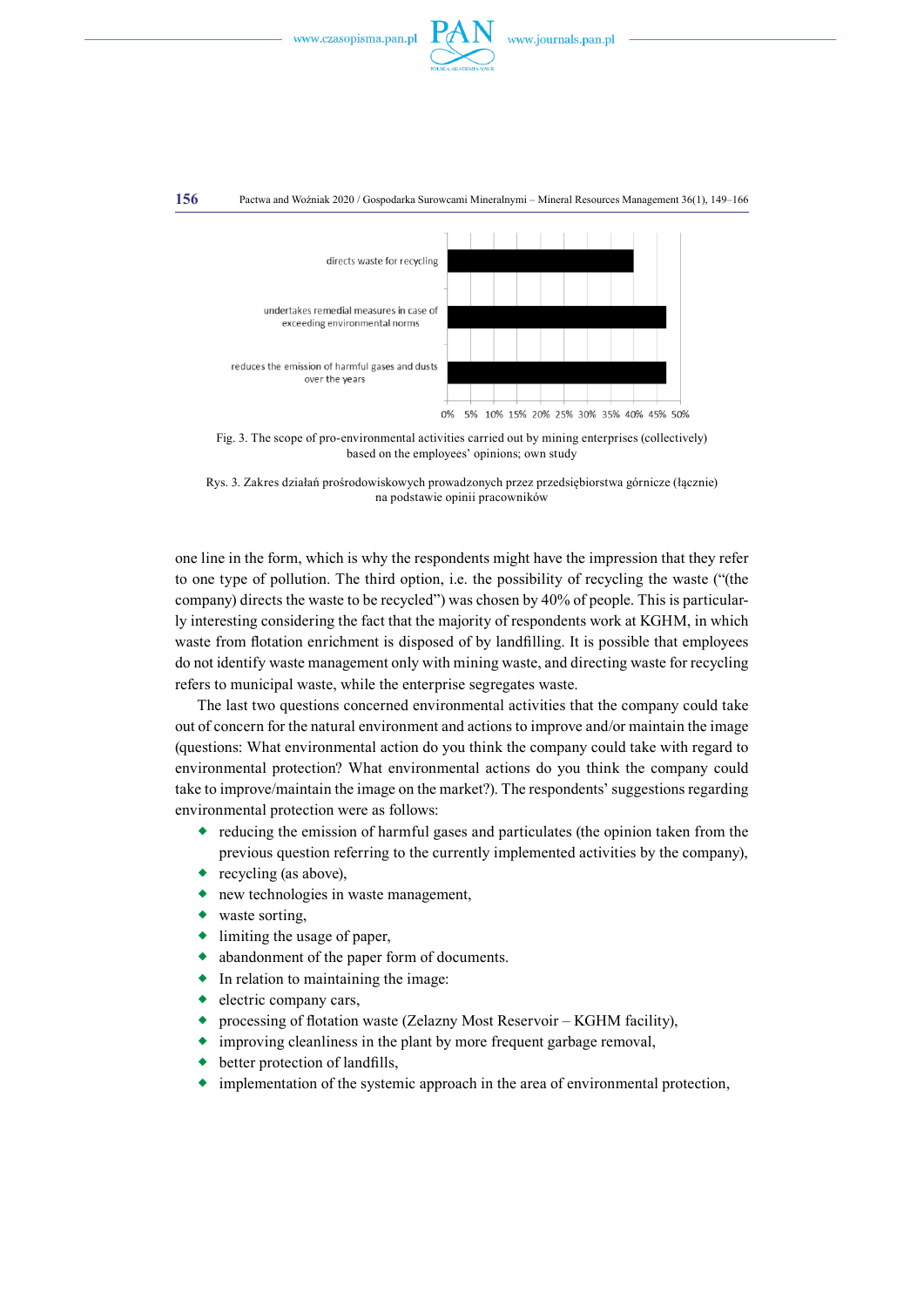Fig. 3. The scope of pro-environmental activities carried out by mining enterprises (collectively) based on the employees' opinions; own study

Rys. 3. Zakres działań prośrodowiskowych prowadzonych przez przedsiębiorstwa górnicze (łącznie) na podstawie opinii pracowników

one line in the form, which is why the respondents might have the impression that they refer to one type of pollution. The third option, i.e. the possibility of recycling the waste ("(the company) directs the waste to be recycled") was chosen by 40% of people. This is particularly interesting considering the fact that the majority of respondents work at KGHM, in which waste from flotation enrichment is disposed of by landfilling. It is possible that employees do not identify waste management only with mining waste, and directing waste for recycling refers to municipal waste, while the enterprise segregates waste.

The last two questions concerned environmental activities that the company could take out of concern for the natural environment and actions to improve and/or maintain the image (questions: What environmental action do you think the company could take with regard to environmental protection? What environmental actions do you think the company could take to improve/maintain the image on the market?). The respondents' suggestions regarding environmental protection were as follows:

- reducing the emission of harmful gases and particulates (the opinion taken from the previous question referring to the currently implemented activities by the company),
- recycling (as above),
- new technologies in waste management,
- waste sorting,
- limiting the usage of paper,
- abandonment of the paper form of documents.
- In relation to maintaining the image:
- electric company cars,
- processing of flotation waste (Zelazny Most Reservoir – KGHM facility),
- improving cleanliness in the plant by more frequent garbage removal,
- better protection of landfills,
- implementation of the systemic approach in the area of environmental protection,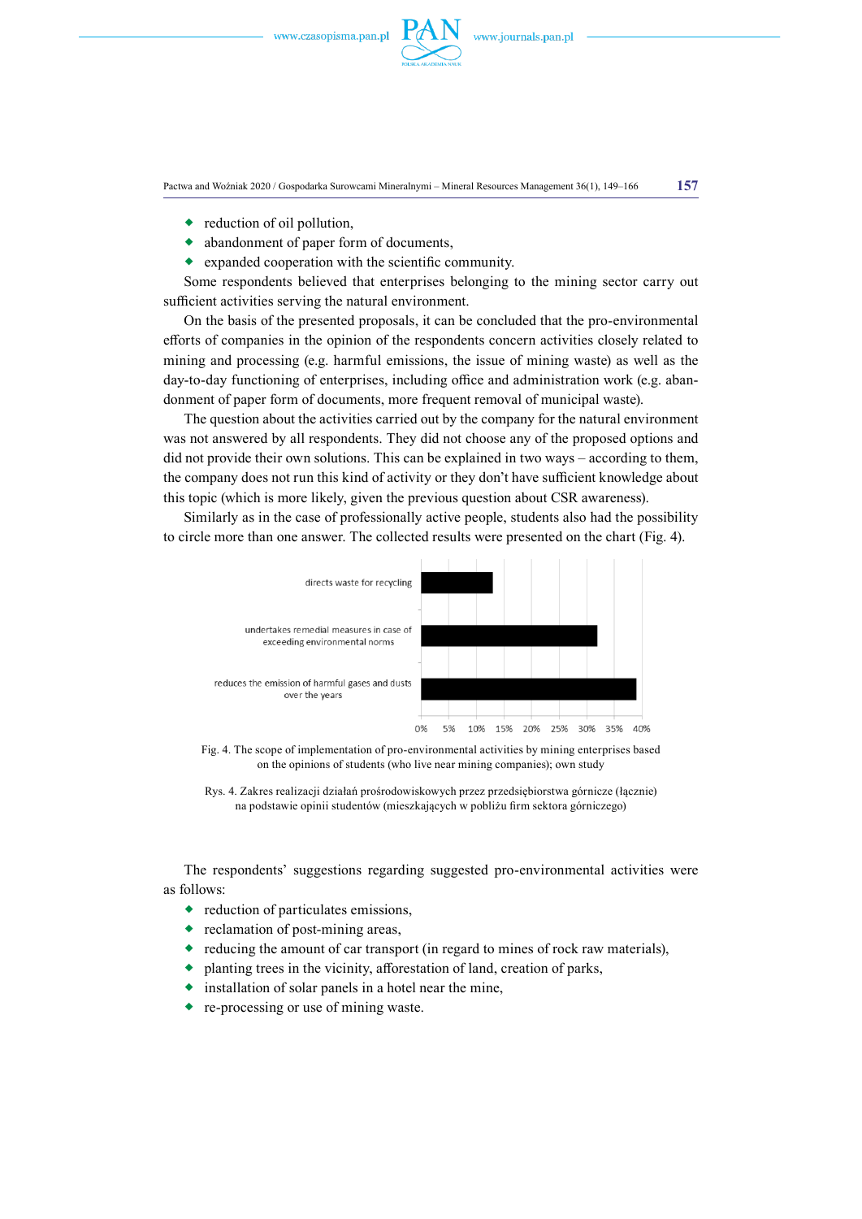- reduction of oil pollution,
- abandonment of paper form of documents,
- expanded cooperation with the scientific community.

Some respondents believed that enterprises belonging to the mining sector carry out sufficient activities serving the natural environment.

On the basis of the presented proposals, it can be concluded that the pro-environmental efforts of companies in the opinion of the respondents concern activities closely related to mining and processing (e.g. harmful emissions, the issue of mining waste) as well as the day-to-day functioning of enterprises, including office and administration work (e.g. abandonment of paper form of documents, more frequent removal of municipal waste).

The question about the activities carried out by the company for the natural environment was not answered by all respondents. They did not choose any of the proposed options and did not provide their own solutions. This can be explained in two ways – according to them, the company does not run this kind of activity or they don't have sufficient knowledge about this topic (which is more likely, given the previous question about CSR awareness).

Similarly as in the case of professionally active people, students also had the possibility to circle more than one answer. The collected results were presented on the chart (Fig. 4).

Fig. 4. The scope of implementation of pro-environmental activities by mining enterprises based on the opinions of students (who live near mining companies); own study

Rys. 4. Zakres realizacji działań prośrodowiskowych przez przedsiębiorstwa górnicze (łącznie) na podstawie opinii studentów (mieszkających w pobliżu firm sektora górniczego)

The respondents' suggestions regarding suggested pro-environmental activities were as follows:

- reduction of particulates emissions,
- reclamation of post-mining areas,
- reducing the amount of car transport (in regard to mines of rock raw materials),
- planting trees in the vicinity, afforestation of land, creation of parks,
- installation of solar panels in a hotel near the mine,
- re-processing or use of mining waste.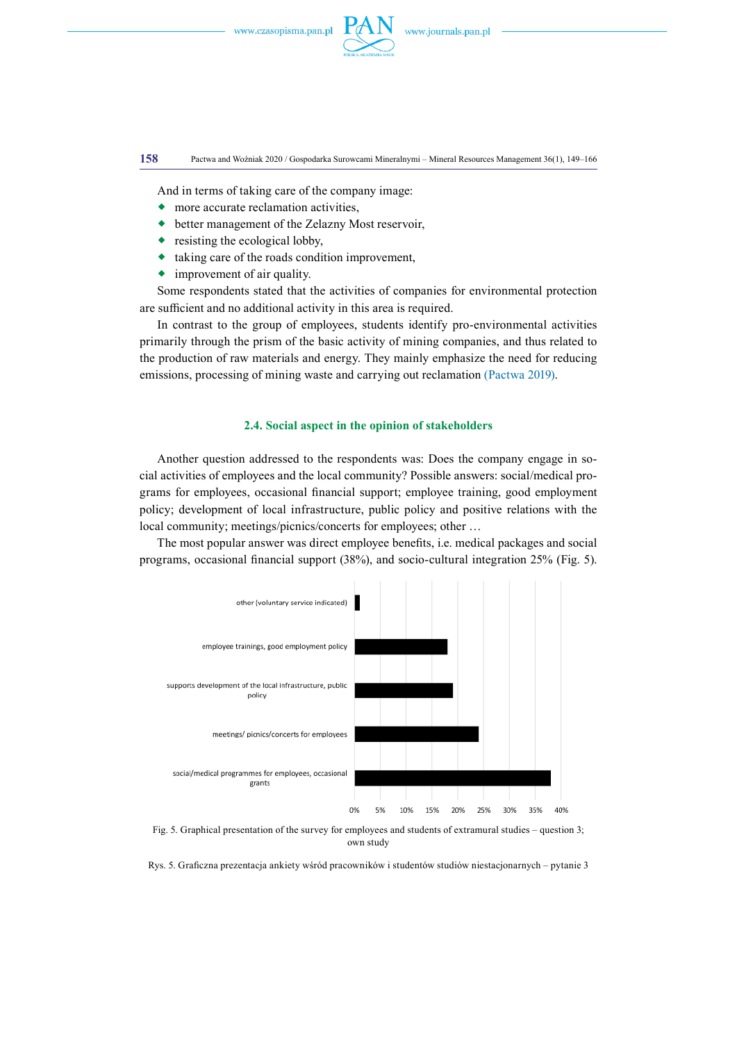And in terms of taking care of the company image:

- more accurate reclamation activities,
- better management of the Zelazny Most reservoir,
- resisting the ecological lobby,
- taking care of the roads condition improvement,
- improvement of air quality.

Some respondents stated that the activities of companies for environmental protection are sufficient and no additional activity in this area is required.

In contrast to the group of employees, students identify pro-environmental activities primarily through the prism of the basic activity of mining companies, and thus related to the production of raw materials and energy. They mainly emphasize the need for reducing emissions, processing of mining waste and carrying out reclamation (Pactwa 2019).

### 2.4. Social aspect in the opinion of stakeholders

Another question addressed to the respondents was: Does the company engage in social activities of employees and the local community? Possible answers: social/medical programs for employees, occasional financial support; employee training, good employment policy; development of local infrastructure, public policy and positive relations with the local community; meetings/picnics/concerts for employees; other …

The most popular answer was direct employee benefits, i.e. medical packages and social programs, occasional financial support (38%), and socio-cultural integration 25% (Fig. 5).

other (voluntary service indicated)

employee trainings, good employment policy

supports development of the local infrastructure, public policy

meetings/ picnics/concerts for employees

social/medical programmes for employees, occasional grants

0% 5% 10% 15% 20% 25% 30% 35% 40%

Fig. 5. Graphical presentation of the survey for employees and students of extramural studies – question 3; own study

Rys. 5. Graficzna prezentacja ankiety wśród pracowników i studentów studiów niestacjonarnych – pytanie 3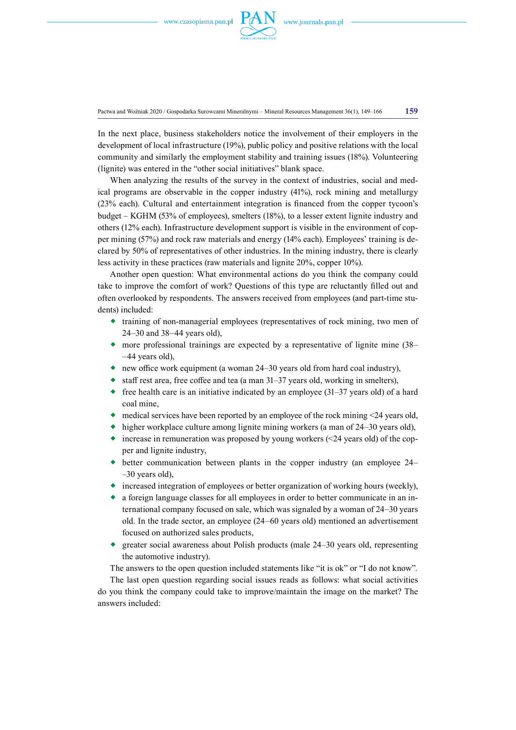In the next place, business stakeholders notice the involvement of their employers in the development of local infrastructure (19%), public policy and positive relations with the local community and similarly the employment stability and training issues (18%). Volunteering (lignite) was entered in the "other social initiatives" blank space.

When analyzing the results of the survey in the context of industries, social and medical programs are observable in the copper industry (41%), rock mining and metallurgy (23% each). Cultural and entertainment integration is financed from the copper tycoon's budget – KGHM (53% of employees), smelters (18%), to a lesser extent lignite industry and others (12% each). Infrastructure development support is visible in the environment of copper mining (57%) and rock raw materials and energy (14% each). Employees' training is declared by 50% of representatives of other industries. In the mining industry, there is clearly less activity in these practices (raw materials and lignite 20%, copper 10%).

Another open question: What environmental actions do you think the company could take to improve the comfort of work? Questions of this type are reluctantly filled out and often overlooked by respondents. The answers received from employees (and part-time students) included:

- training of non-managerial employees (representatives of rock mining, two men of 24–30 and 38–44 years old),
- more professional trainings are expected by a representative of lignite mine (38––44 years old),
- new office work equipment (a woman 24–30 years old from hard coal industry),
- staff rest area, free coffee and tea (a man 31–37 years old, working in smelters),
- free health care is an initiative indicated by an employee (31–37 years old) of a hard coal mine,
- medical services have been reported by an employee of the rock mining <24 years old,
- higher workplace culture among lignite mining workers (a man of 24–30 years old),
- increase in remuneration was proposed by young workers (<24 years old) of the copper and lignite industry,
- better communication between plants in the copper industry (an employee 24––30 years old),
- increased integration of employees or better organization of working hours (weekly),
- a foreign language classes for all employees in order to better communicate in an international company focused on sale, which was signaled by a woman of 24–30 years old. In the trade sector, an employee (24–60 years old) mentioned an advertisement focused on authorized sales products,
- greater social awareness about Polish products (male 24–30 years old, representing the automotive industry).

The answers to the open question included statements like "it is ok" or "I do not know".

The last open question regarding social issues reads as follows: what social activities do you think the company could take to improve/maintain the image on the market? The answers included: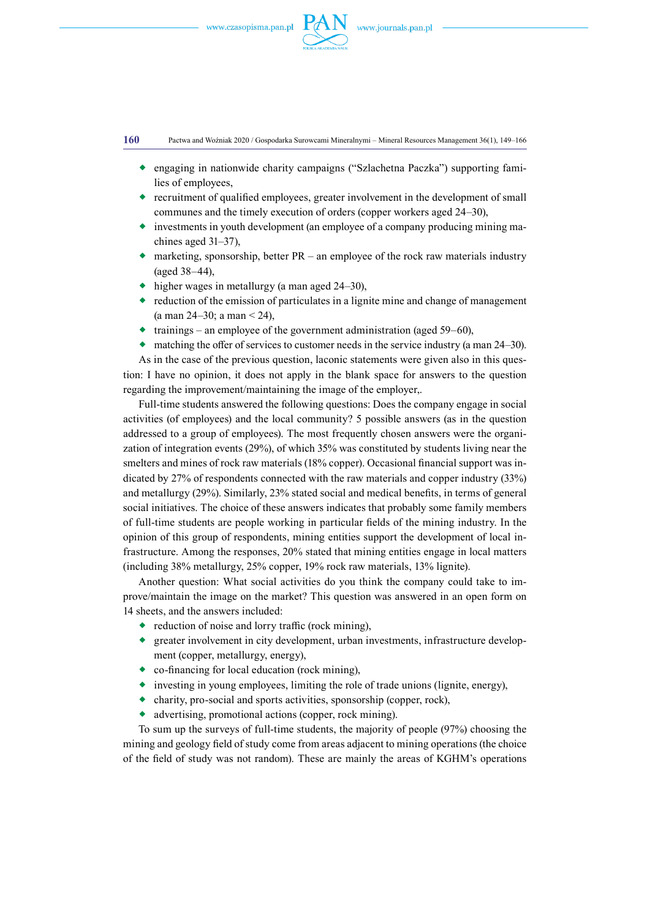- engaging in nationwide charity campaigns ("Szlachetna Paczka") supporting families of employees,
- recruitment of qualified employees, greater involvement in the development of small communes and the timely execution of orders (copper workers aged 24–30),
- investments in youth development (an employee of a company producing mining machines aged 31–37),
- marketing, sponsorship, better PR – an employee of the rock raw materials industry (aged 38–44),
- higher wages in metallurgy (a man aged 24–30),
- reduction of the emission of particulates in a lignite mine and change of management (a man 24–30; a man < 24),
- trainings – an employee of the government administration (aged 59–60),
- matching the offer of services to customer needs in the service industry (a man 24–30).

As in the case of the previous question, laconic statements were given also in this question: I have no opinion, it does not apply in the blank space for answers to the question regarding the improvement/maintaining the image of the employer,.

Full-time students answered the following questions: Does the company engage in social activities (of employees) and the local community? 5 possible answers (as in the question addressed to a group of employees). The most frequently chosen answers were the organization of integration events (29%), of which 35% was constituted by students living near the smelters and mines of rock raw materials (18% copper). Occasional financial support was indicated by 27% of respondents connected with the raw materials and copper industry (33%) and metallurgy (29%). Similarly, 23% stated social and medical benefits, in terms of general social initiatives. The choice of these answers indicates that probably some family members of full-time students are people working in particular fields of the mining industry. In the opinion of this group of respondents, mining entities support the development of local infrastructure. Among the responses, 20% stated that mining entities engage in local matters (including 38% metallurgy, 25% copper, 19% rock raw materials, 13% lignite).

Another question: What social activities do you think the company could take to improve/maintain the image on the market? This question was answered in an open form on 14 sheets, and the answers included:

- reduction of noise and lorry traffic (rock mining),
- greater involvement in city development, urban investments, infrastructure development (copper, metallurgy, energy),
- co-financing for local education (rock mining),
- investing in young employees, limiting the role of trade unions (lignite, energy),
- charity, pro-social and sports activities, sponsorship (copper, rock),
- advertising, promotional actions (copper, rock mining).

To sum up the surveys of full-time students, the majority of people (97%) choosing the mining and geology field of study come from areas adjacent to mining operations (the choice of the field of study was not random). These are mainly the areas of KGHM's operations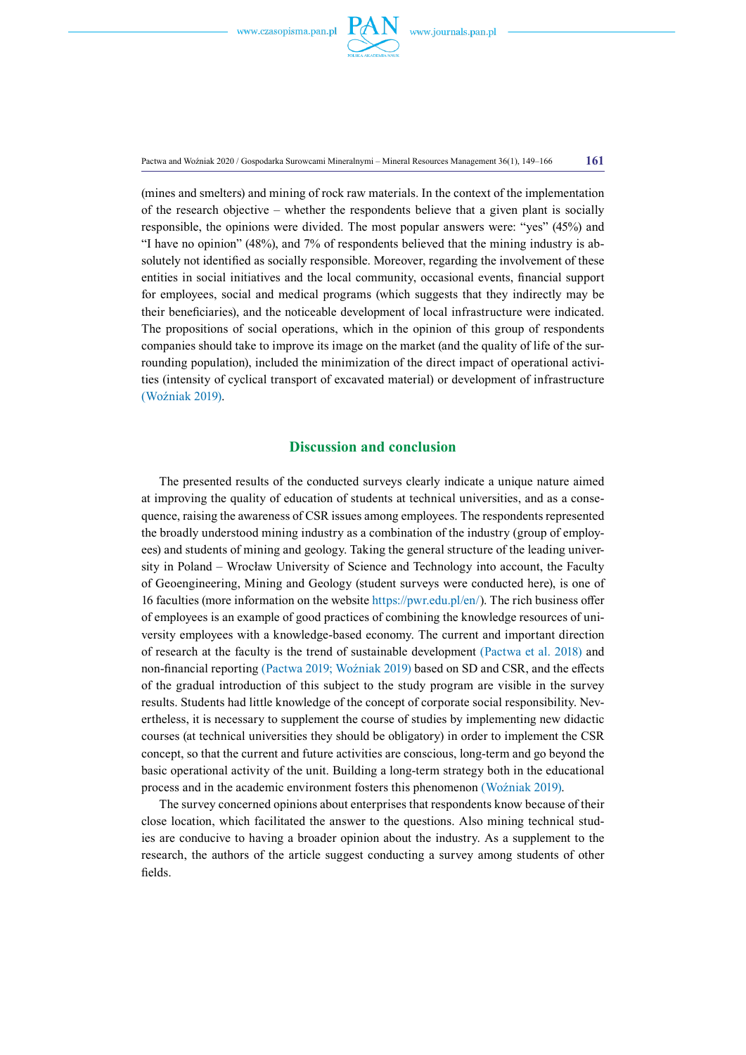(mines and smelters) and mining of rock raw materials. In the context of the implementation of the research objective – whether the respondents believe that a given plant is socially responsible, the opinions were divided. The most popular answers were: "yes" (45%) and "I have no opinion" (48%), and 7% of respondents believed that the mining industry is absolutely not identified as socially responsible. Moreover, regarding the involvement of these entities in social initiatives and the local community, occasional events, financial support for employees, social and medical programs (which suggests that they indirectly may be their beneficiaries), and the noticeable development of local infrastructure were indicated. The propositions of social operations, which in the opinion of this group of respondents companies should take to improve its image on the market (and the quality of life of the surrounding population), included the minimization of the direct impact of operational activities (intensity of cyclical transport of excavated material) or development of infrastructure (Woźniak 2019).

## Discussion and conclusion

The presented results of the conducted surveys clearly indicate a unique nature aimed at improving the quality of education of students at technical universities, and as a consequence, raising the awareness of CSR issues among employees. The respondents represented the broadly understood mining industry as a combination of the industry (group of employees) and students of mining and geology. Taking the general structure of the leading university in Poland – Wrocław University of Science and Technology into account, the Faculty of Geoengineering, Mining and Geology (student surveys were conducted here), is one of 16 faculties (more information on the website https://pwr.edu.pl/en/). The rich business offer of employees is an example of good practices of combining the knowledge resources of university employees with a knowledge-based economy. The current and important direction of research at the faculty is the trend of sustainable development (Pactwa et al. 2018) and non-financial reporting (Pactwa 2019; Woźniak 2019) based on SD and CSR, and the effects of the gradual introduction of this subject to the study program are visible in the survey results. Students had little knowledge of the concept of corporate social responsibility. Nevertheless, it is necessary to supplement the course of studies by implementing new didactic courses (at technical universities they should be obligatory) in order to implement the CSR concept, so that the current and future activities are conscious, long-term and go beyond the basic operational activity of the unit. Building a long-term strategy both in the educational process and in the academic environment fosters this phenomenon (Woźniak 2019).

The survey concerned opinions about enterprises that respondents know because of their close location, which facilitated the answer to the questions. Also mining technical studies are conducive to having a broader opinion about the industry. As a supplement to the research, the authors of the article suggest conducting a survey among students of other fields.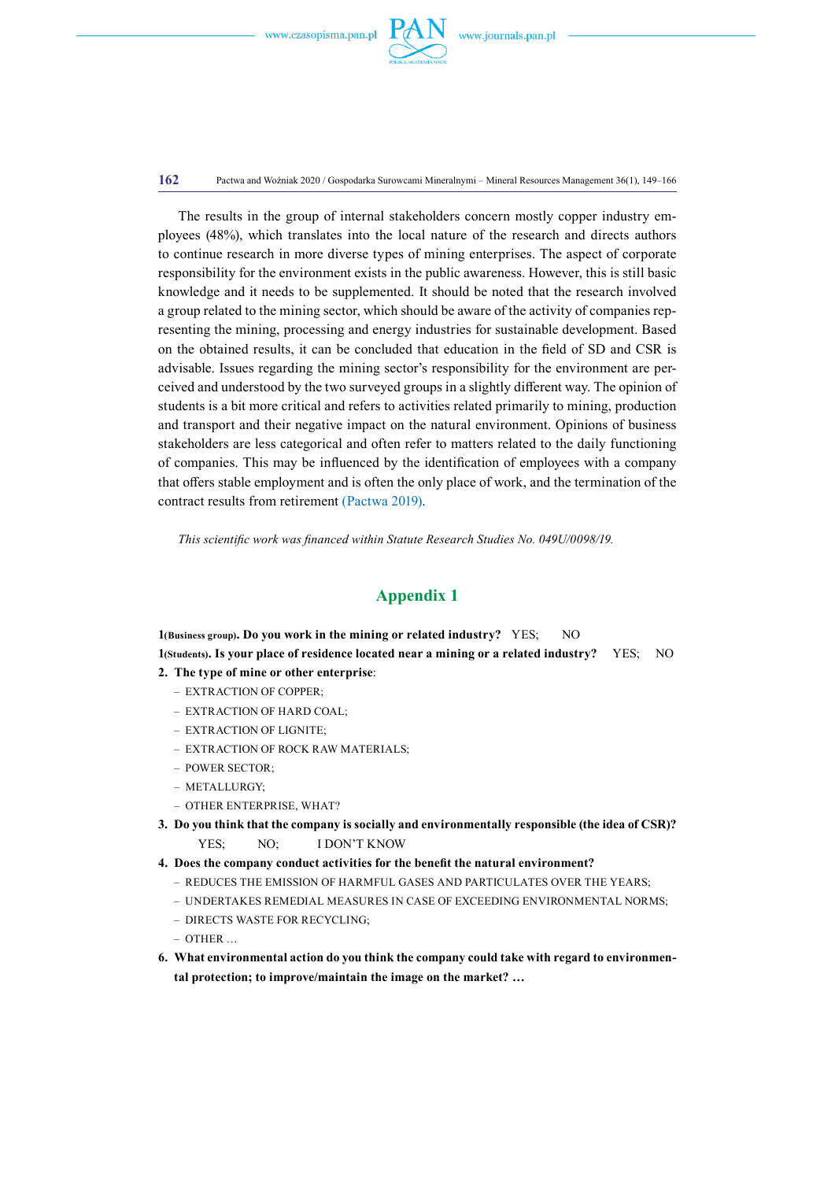The results in the group of internal stakeholders concern mostly copper industry employees (48%), which translates into the local nature of the research and directs authors to continue research in more diverse types of mining enterprises. The aspect of corporate responsibility for the environment exists in the public awareness. However, this is still basic knowledge and it needs to be supplemented. It should be noted that the research involved a group related to the mining sector, which should be aware of the activity of companies representing the mining, processing and energy industries for sustainable development. Based on the obtained results, it can be concluded that education in the field of SD and CSR is advisable. Issues regarding the mining sector's responsibility for the environment are perceived and understood by the two surveyed groups in a slightly different way. The opinion of students is a bit more critical and refers to activities related primarily to mining, production and transport and their negative impact on the natural environment. Opinions of business stakeholders are less categorical and often refer to matters related to the daily functioning of companies. This may be influenced by the identification of employees with a company that offers stable employment and is often the only place of work, and the termination of the contract results from retirement (Pactwa 2019).

*This scientific work was financed within Statute Research Studies No. 049U/0098/19.*

## Appendix 1

**1(Business group). Do you work in the mining or related industry?** YES; NO

**1(Students). Is your place of residence located near a mining or a related industry?** YES; NO

**2. The type of mine or other enterprise**:

- EXTRACTION OF COPPER;
- EXTRACTION OF HARD COAL;
- EXTRACTION OF LIGNITE;
- EXTRACTION OF ROCK RAW MATERIALS;
- POWER SECTOR;
- METALLURGY;
- OTHER ENTERPRISE, WHAT?

**3. Do you think that the company is socially and environmentally responsible (the idea of CSR)?**

YES; NO; I DON'T KNOW

**4. Does the company conduct activities for the benefit the natural environment?**

- REDUCES THE EMISSION OF HARMFUL GASES AND PARTICULATES OVER THE YEARS;
- UNDERTAKES REMEDIAL MEASURES IN CASE OF EXCEEDING ENVIRONMENTAL NORMS;
- DIRECTS WASTE FOR RECYCLING;
- OTHER …

**6. What environmental action do you think the company could take with regard to environmental protection; to improve/maintain the image on the market? …**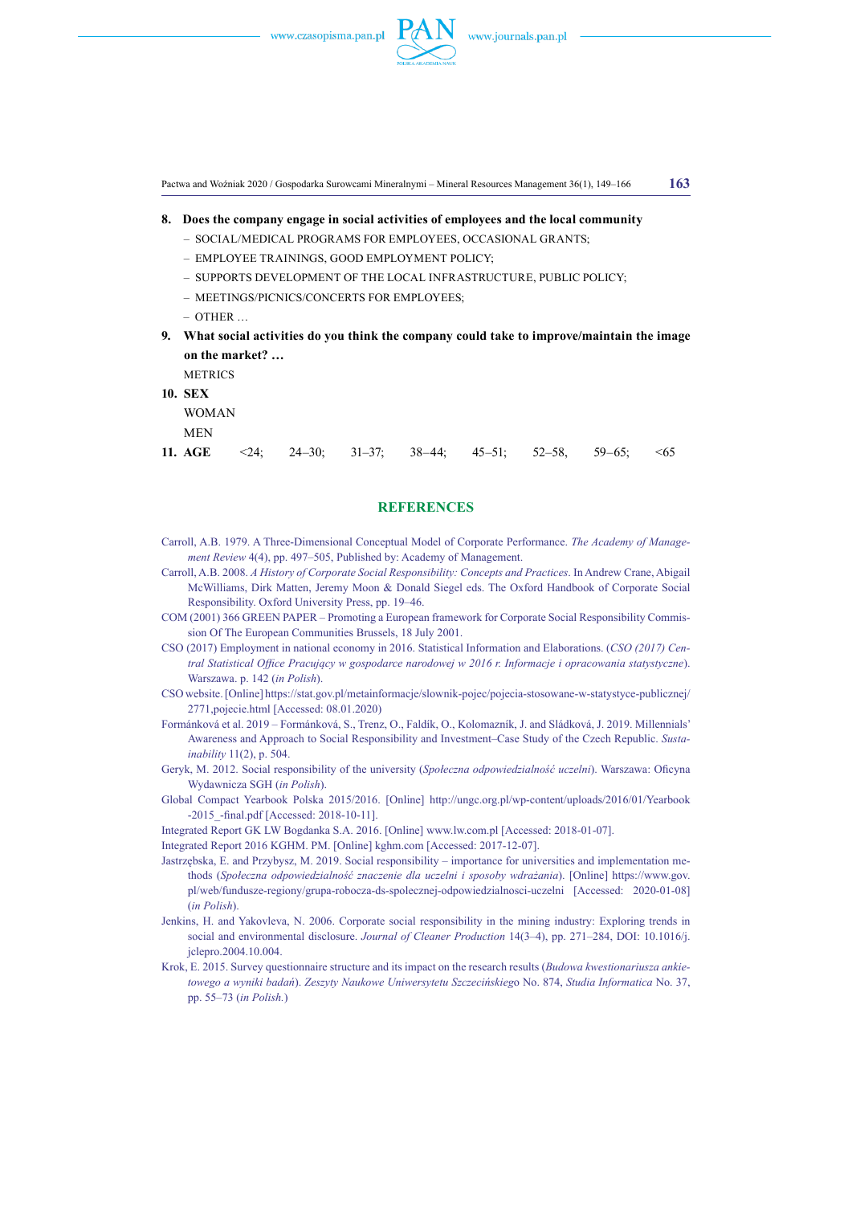**8. Does the company engage in social activities of employees and the local community**

- SOCIAL/MEDICAL PROGRAMS FOR EMPLOYEES, OCCASIONAL GRANTS;
- EMPLOYEE TRAININGS, GOOD EMPLOYMENT POLICY;
- SUPPORTS DEVELOPMENT OF THE LOCAL INFRASTRUCTURE, PUBLIC POLICY;
- MEETINGS/PICNICS/CONCERTS FOR EMPLOYEES;
- OTHER …

**9. What social activities do you think the company could take to improve/maintain the image on the market? …**

METRICS

**10. SEX**

WOMAN

MEN

**11. AGE** <24; 24–30; 31–37; 38–44; 45–51; 52–58, 59–65; <65

## REFERENCES

Carroll, A.B. 1979. A Three-Dimensional Conceptual Model of Corporate Performance. *The Academy of Management Review* 4(4), pp. 497–505, Published by: Academy of Management.

Carroll, A.B. 2008. *A History of Corporate Social Responsibility: Concepts and Practices*. In Andrew Crane, Abigail McWilliams, Dirk Matten, Jeremy Moon & Donald Siegel eds. The Oxford Handbook of Corporate Social Responsibility. Oxford University Press, pp. 19–46.

COM (2001) 366 GREEN PAPER – Promoting a European framework for Corporate Social Responsibility Commission Of The European Communities Brussels, 18 July 2001.

CSO (2017) Employment in national economy in 2016. Statistical Information and Elaborations. (*CSO (2017) Central Statistical Office Pracujący w gospodarce narodowej w 2016 r. Informacje i opracowania statystyczne*). Warszawa. p. 142 (*in Polish*).

CSO website. [Online] https://stat.gov.pl/metainformacje/slownik-pojec/pojecia-stosowane-w-statystyce-publicznej/2771,pojecie.html [Accessed: 08.01.2020)

Formánková et al. 2019 – Formánková, S., Trenz, O., Faldík, O., Kolomazník, J. and Sládková, J. 2019. Millennials' Awareness and Approach to Social Responsibility and Investment–Case Study of the Czech Republic. *Sustainability* 11(2), p. 504.

Geryk, M. 2012. Social responsibility of the university (*Społeczna odpowiedzialność uczelni*). Warszawa: Oficyna Wydawnicza SGH (*in Polish*).

Global Compact Yearbook Polska 2015/2016. [Online] http://ungc.org.pl/wp-content/uploads/2016/01/Yearbook-2015_-final.pdf [Accessed: 2018-10-11].

Integrated Report GK LW Bogdanka S.A. 2016. [Online] www.lw.com.pl [Accessed: 2018-01-07].

Integrated Report 2016 KGHM. PM. [Online] kghm.com [Accessed: 2017-12-07].

Jastrzębska, E. and Przybysz, M. 2019. Social responsibility – importance for universities and implementation methods (*Społeczna odpowiedzialność znaczenie dla uczelni i sposoby wdrażania*). [Online] https://www.gov.pl/web/fundusze-regiony/grupa-robocza-ds-spolecznej-odpowiedzialnosci-uczelni [Accessed: 2020-01-08] (*in Polish*).

Jenkins, H. and Yakovleva, N. 2006. Corporate social responsibility in the mining industry: Exploring trends in social and environmental disclosure. *Journal of Cleaner Production* 14(3–4), pp. 271–284, DOI: 10.1016/j.jclepro.2004.10.004.

Krok, E. 2015. Survey questionnaire structure and its impact on the research results (*Budowa kwestionariusza ankietowego a wyniki badań*). *Zeszyty Naukowe Uniwersytetu Szczecińskiego* No. 874, *Studia Informatica* No. 37, pp. 55–73 (*in Polish.*)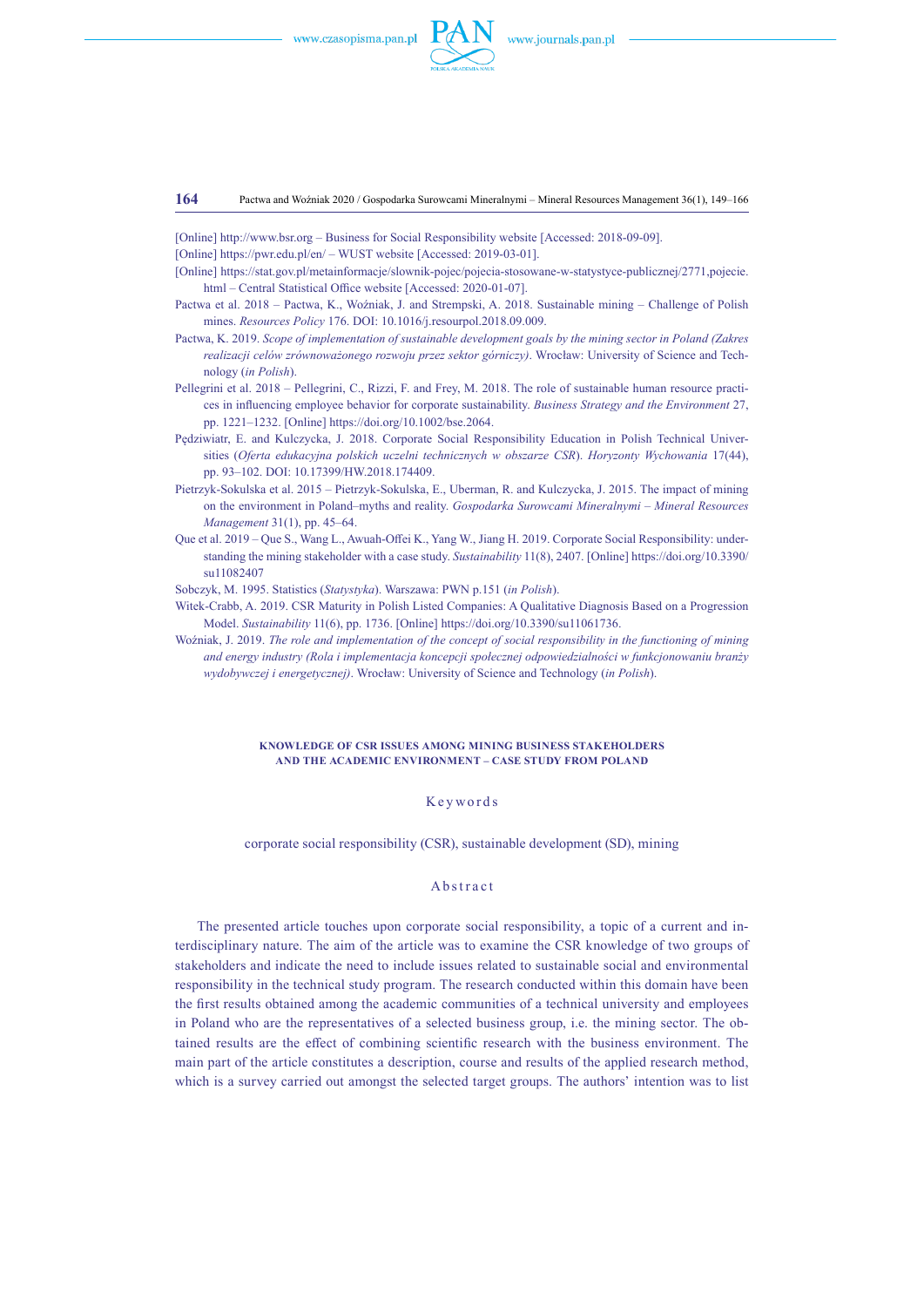[Online] http://www.bsr.org – Business for Social Responsibility website [Accessed: 2018-09-09].

[Online] https://pwr.edu.pl/en/ – WUST website [Accessed: 2019-03-01].

[Online] https://stat.gov.pl/metainformacje/slownik-pojec/pojecia-stosowane-w-statystyce-publicznej/2771,pojecie.html – Central Statistical Office website [Accessed: 2020-01-07].

Pactwa et al. 2018 – Pactwa, K., Woźniak, J. and Strempski, A. 2018. Sustainable mining – Challenge of Polish mines. *Resources Policy* 176. DOI: 10.1016/j.resourpol.2018.09.009.

Pactwa, K. 2019. *Scope of implementation of sustainable development goals by the mining sector in Poland (Zakres realizacji celów zrównoważonego rozwoju przez sektor górniczy)*. Wrocław: University of Science and Technology (*in Polish*).

Pellegrini et al. 2018 – Pellegrini, C., Rizzi, F. and Frey, M. 2018. The role of sustainable human resource practices in influencing employee behavior for corporate sustainability. *Business Strategy and the Environment* 27, pp. 1221–1232. [Online] https://doi.org/10.1002/bse.2064.

Pędziwiatr, E. and Kulczycka, J. 2018. Corporate Social Responsibility Education in Polish Technical Universities (*Oferta edukacyjna polskich uczelni technicznych w obszarze CSR*). *Horyzonty Wychowania* 17(44), pp. 93–102. DOI: 10.17399/HW.2018.174409.

Pietrzyk-Sokulska et al. 2015 – Pietrzyk-Sokulska, E., Uberman, R. and Kulczycka, J. 2015. The impact of mining on the environment in Poland–myths and reality. *Gospodarka Surowcami Mineralnymi – Mineral Resources Management* 31(1), pp. 45–64.

Que et al. 2019 – Que S., Wang L., Awuah-Offei K., Yang W., Jiang H. 2019. Corporate Social Responsibility: understanding the mining stakeholder with a case study. *Sustainability* 11(8), 2407. [Online] https://doi.org/10.3390/su11082407

Sobczyk, M. 1995. Statistics (*Statystyka*). Warszawa: PWN p.151 (*in Polish*).

Witek-Crabb, A. 2019. CSR Maturity in Polish Listed Companies: A Qualitative Diagnosis Based on a Progression Model. *Sustainability* 11(6), pp. 1736. [Online] https://doi.org/10.3390/su11061736.

Woźniak, J. 2019. *The role and implementation of the concept of social responsibility in the functioning of mining and energy industry (Rola i implementacja koncepcji społecznej odpowiedzialności w funkcjonowaniu branży wydobywczej i energetycznej)*. Wrocław: University of Science and Technology (*in Polish*).

## KNOWLEDGE OF CSR ISSUES AMONG MINING BUSINESS STAKEHOLDERS AND THE ACADEMIC ENVIRONMENT – CASE STUDY FROM POLAND

### Keywords

corporate social responsibility (CSR), sustainable development (SD), mining

### Abstract

The presented article touches upon corporate social responsibility, a topic of a current and interdisciplinary nature. The aim of the article was to examine the CSR knowledge of two groups of stakeholders and indicate the need to include issues related to sustainable social and environmental responsibility in the technical study program. The research conducted within this domain have been the first results obtained among the academic communities of a technical university and employees in Poland who are the representatives of a selected business group, i.e. the mining sector. The obtained results are the effect of combining scientific research with the business environment. The main part of the article constitutes a description, course and results of the applied research method, which is a survey carried out amongst the selected target groups. The authors' intention was to list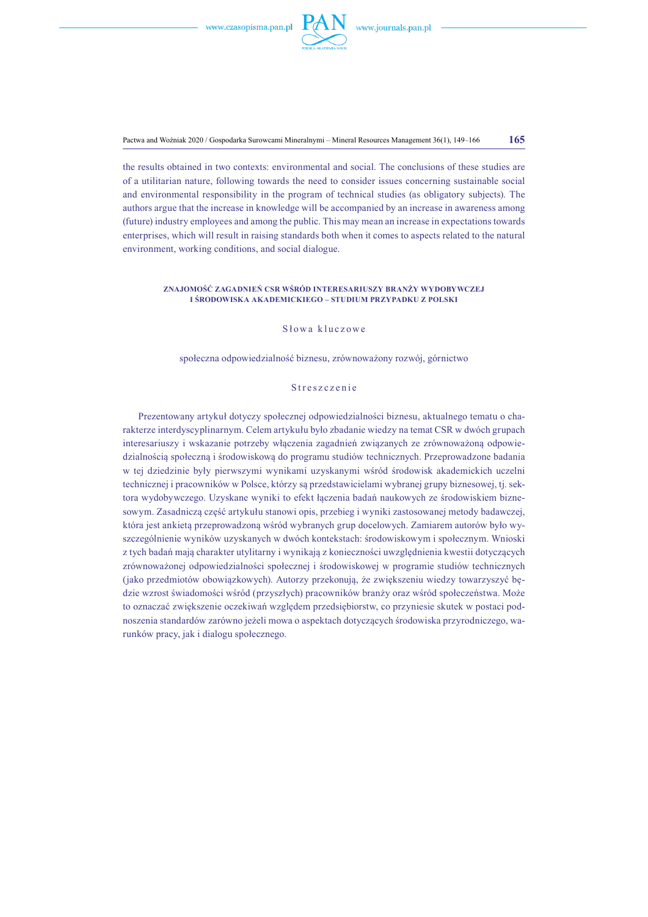the results obtained in two contexts: environmental and social. The conclusions of these studies are of a utilitarian nature, following towards the need to consider issues concerning sustainable social and environmental responsibility in the program of technical studies (as obligatory subjects). The authors argue that the increase in knowledge will be accompanied by an increase in awareness among (future) industry employees and among the public. This may mean an increase in expectations towards enterprises, which will result in raising standards both when it comes to aspects related to the natural environment, working conditions, and social dialogue.

## ZNAJOMOŚĆ ZAGADNIEŃ CSR WŚRÓD INTERESARIUSZY BRANŻY WYDOBYWCZEJ I ŚRODOWISKA AKADEMICKIEGO – STUDIUM PRZYPADKU Z POLSKI

### Słowa kluczowe

społeczna odpowiedzialność biznesu, zrównoważony rozwój, górnictwo

### Streszczenie

Prezentowany artykuł dotyczy społecznej odpowiedzialności biznesu, aktualnego tematu o charakterze interdyscyplinarnym. Celem artykułu było zbadanie wiedzy na temat CSR w dwóch grupach interesariuszy i wskazanie potrzeby włączenia zagadnień związanych ze zrównoważoną odpowiedzialnością społeczną i środowiskową do programu studiów technicznych. Przeprowadzone badania w tej dziedzinie były pierwszymi wynikami uzyskanymi wśród środowisk akademickich uczelni technicznej i pracowników w Polsce, którzy są przedstawicielami wybranej grupy biznesowej, tj. sektora wydobywczego. Uzyskane wyniki to efekt łączenia badań naukowych ze środowiskiem biznesowym. Zasadniczą część artykułu stanowi opis, przebieg i wyniki zastosowanej metody badawczej, która jest ankietą przeprowadzoną wśród wybranych grup docelowych. Zamiarem autorów było wyszczególnienie wyników uzyskanych w dwóch kontekstach: środowiskowym i społecznym. Wnioski z tych badań mają charakter utylitarny i wynikają z konieczności uwzględnienia kwestii dotyczących zrównoważonej odpowiedzialności społecznej i środowiskowej w programie studiów technicznych (jako przedmiotów obowiązkowych). Autorzy przekonują, że zwiększeniu wiedzy towarzyszyć będzie wzrost świadomości wśród (przyszłych) pracowników branży oraz wśród społeczeństwa. Może to oznaczać zwiększenie oczekiwań względem przedsiębiorstw, co przyniesie skutek w postaci podnoszenia standardów zarówno jeżeli mowa o aspektach dotyczących środowiska przyrodniczego, warunków pracy, jak i dialogu społecznego.